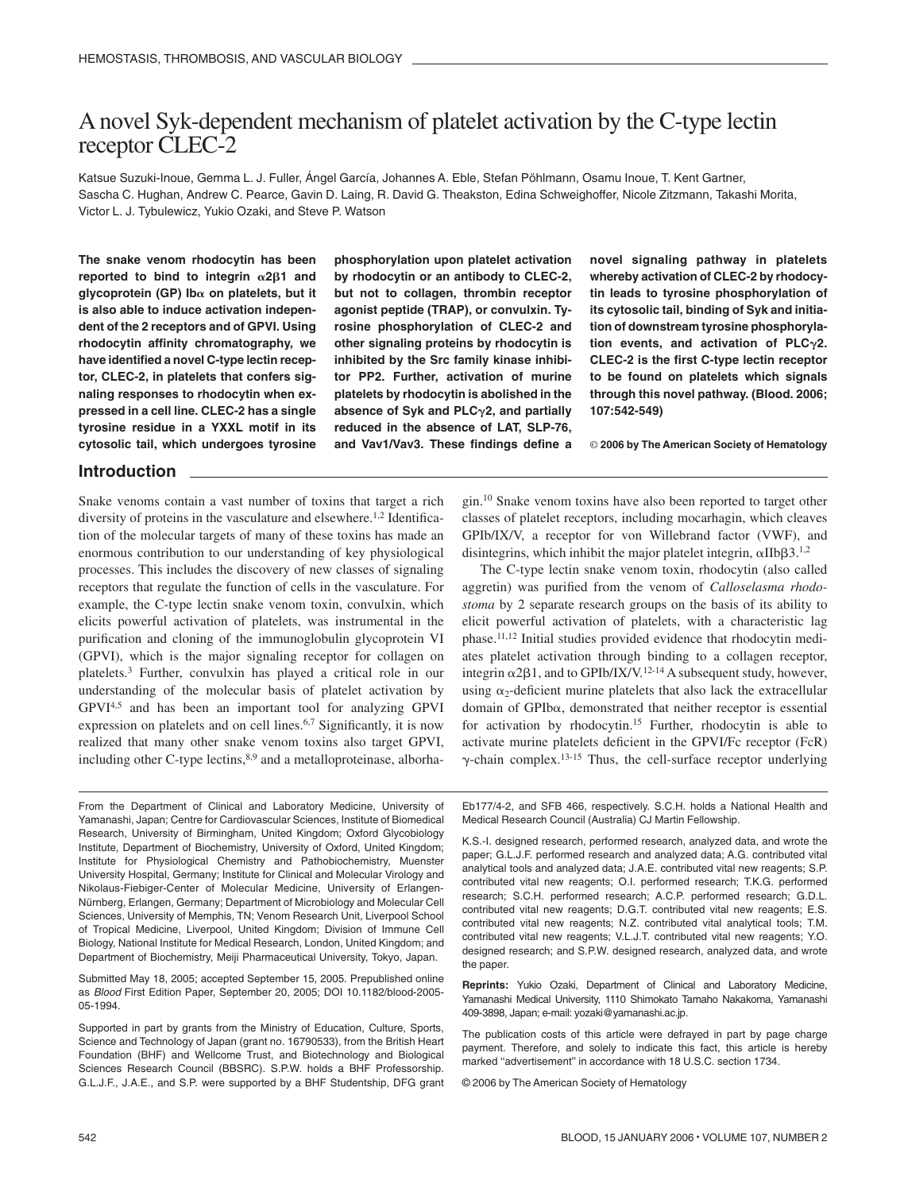# A novel Syk-dependent mechanism of platelet activation by the C-type lectin receptor CLEC-2

Katsue Suzuki-Inoue, Gemma L. J. Fuller, Ángel García, Johannes A. Eble, Stefan Pöhlmann, Osamu Inoue, T. Kent Gartner, Sascha C. Hughan, Andrew C. Pearce, Gavin D. Laing, R. David G. Theakston, Edina Schweighoffer, Nicole Zitzmann, Takashi Morita, Victor L. J. Tybulewicz, Yukio Ozaki, and Steve P. Watson

**The snake venom rhodocytin has been reported to bind to integrin α2β1 and glycoprotein (GP) Ibα on platelets, but it is also able to induce activation independent of the 2 receptors and of GPVI. Using rhodocytin affinity chromatography, we have identified a novel C-type lectin receptor, CLEC-2, in platelets that confers signaling responses to rhodocytin when expressed in a cell line. CLEC-2 has a single tyrosine residue in a YXXL motif in its cytosolic tail, which undergoes tyrosine phosphorylation upon platelet activation by rhodocytin or an antibody to CLEC-2, but not to collagen, thrombin receptor agonist peptide (TRAP), or convulxin. Tyrosine phosphorylation of CLEC-2 and other signaling proteins by rhodocytin is inhibited by the Src family kinase inhibitor PP2. Further, activation of murine platelets by rhodocytin is abolished in the absence of Syk and PLCγ2, and partially reduced in the absence of LAT, SLP-76, and Vav1/Vav3. These findings define a novel signaling pathway in platelets whereby activation of CLEC-2 by rhodocytin leads to tyrosine phosphorylation of its cytosolic tail, binding of Syk and initiation of downstream tyrosine phosphorylation events, and activation of PLCγ2. CLEC-2 is the first C-type lectin receptor to be found on platelets which signals through this novel pathway. (Blood. 2006; 107:542-549)**

© 2006 by The American Society of Hematology

## Introduction

Snake venoms contain a vast number of toxins that target a rich diversity of proteins in the vasculature and elsewhere.[1,2] Identification of the molecular targets of many of these toxins has made an enormous contribution to our understanding of key physiological processes. This includes the discovery of new classes of signaling receptors that regulate the function of cells in the vasculature. For example, the C-type lectin snake venom toxin, convulxin, which elicits powerful activation of platelets, was instrumental in the purification and cloning of the immunoglobulin glycoprotein VI (GPVI), which is the major signaling receptor for collagen on platelets.[3] Further, convulxin has played a critical role in our understanding of the molecular basis of platelet activation by GPVI[4,5] and has been an important tool for analyzing GPVI expression on platelets and on cell lines.[6,7] Significantly, it is now realized that many other snake venom toxins also target GPVI, including other C-type lectins,[8,9] and a metalloproteinase, alborhagin.[10] Snake venom toxins have also been reported to target other classes of platelet receptors, including mocarhagin, which cleaves GPIb/IX/V, a receptor for von Willebrand factor (VWF), and disintegrins, which inhibit the major platelet integrin, αIIbβ3.[1,2]

The C-type lectin snake venom toxin, rhodocytin (also called aggretin) was purified from the venom of *Calloselasma rhodostoma* by 2 separate research groups on the basis of its ability to elicit powerful activation of platelets, with a characteristic lag phase.[11,12] Initial studies provided evidence that rhodocytin mediates platelet activation through binding to a collagen receptor, integrin α2β1, and to GPIb/IX/V.[12-14] A subsequent study, however, using $\alpha_2$-deficient murine platelets that also lack the extracellular domain of GPIbα, demonstrated that neither receptor is essential for activation by rhodocytin.[15] Further, rhodocytin is able to activate murine platelets deficient in the GPVI/Fc receptor (FcR) γ-chain complex.[13-15] Thus, the cell-surface receptor underlying

---

From the Department of Clinical and Laboratory Medicine, University of Yamanashi, Japan; Centre for Cardiovascular Sciences, Institute of Biomedical Research, University of Birmingham, United Kingdom; Oxford Glycobiology Institute, Department of Biochemistry, University of Oxford, United Kingdom; Institute for Physiological Chemistry and Pathobiochemistry, Muenster University Hospital, Germany; Institute for Clinical and Molecular Virology and Nikolaus-Fiebiger-Center of Molecular Medicine, University of Erlangen-Nürnberg, Erlangen, Germany; Department of Microbiology and Molecular Cell Sciences, University of Memphis, TN; Venom Research Unit, Liverpool School of Tropical Medicine, Liverpool, United Kingdom; Division of Immune Cell Biology, National Institute for Medical Research, London, United Kingdom; and Department of Biochemistry, Meiji Pharmaceutical University, Tokyo, Japan.

Submitted May 18, 2005; accepted September 15, 2005. Prepublished online as *Blood* First Edition Paper, September 20, 2005; DOI 10.1182/blood-2005-05-1994.

Supported in part by grants from the Ministry of Education, Culture, Sports, Science and Technology of Japan (grant no. 16790533), from the British Heart Foundation (BHF) and Wellcome Trust, and Biotechnology and Biological Sciences Research Council (BBSRC). S.P.W. holds a BHF Professorship. G.L.J.F., J.A.E., and S.P. were supported by a BHF Studentship, DFG grant Eb177/4-2, and SFB 466, respectively. S.C.H. holds a National Health and Medical Research Council (Australia) CJ Martin Fellowship.

K.S.-I. designed research, performed research, analyzed data, and wrote the paper; G.L.J.F. performed research and analyzed data; A.G. contributed vital analytical tools and analyzed data; J.A.E. contributed vital new reagents; S.P. contributed vital new reagents; O.I. performed research; T.K.G. performed research; S.C.H. performed research; A.C.P. performed research; G.D.L. contributed vital new reagents; D.G.T. contributed vital new reagents; E.S. contributed vital new reagents; N.Z. contributed vital analytical tools; T.M. contributed vital new reagents; V.L.J.T. contributed vital new reagents; Y.O. designed research; and S.P.W. designed research, analyzed data, and wrote the paper.

**Reprints:** Yukio Ozaki, Department of Clinical and Laboratory Medicine, Yamanashi Medical University, 1110 Shimokato Tamaho Nakakoma, Yamanashi 409-3898, Japan; e-mail: yozaki@yamanashi.ac.jp.

The publication costs of this article were defrayed in part by page charge payment. Therefore, and solely to indicate this fact, this article is hereby marked "advertisement" in accordance with 18 U.S.C. section 1734.

© 2006 by The American Society of Hematology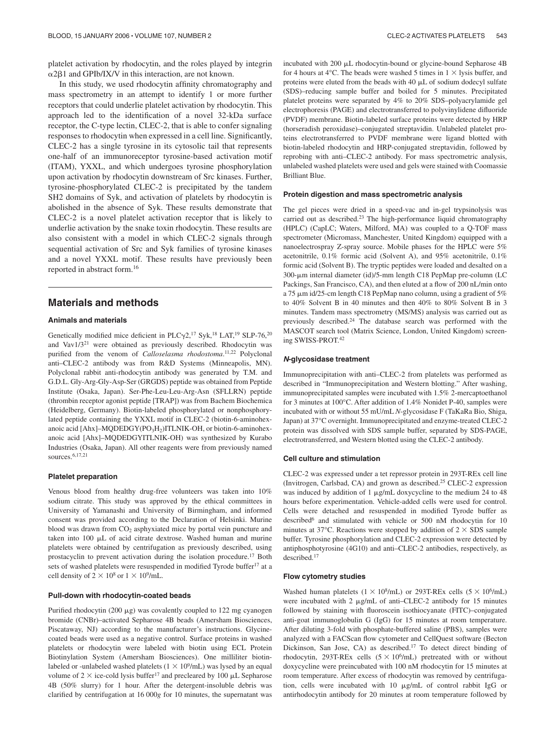platelet activation by rhodocytin, and the roles played by integrin α2β1 and GPIb/IX/V in this interaction, are not known.

In this study, we used rhodocytin affinity chromatography and mass spectrometry in an attempt to identify 1 or more further receptors that could underlie platelet activation by rhodocytin. This approach led to the identification of a novel 32-kDa surface receptor, the C-type lectin, CLEC-2, that is able to confer signaling responses to rhodocytin when expressed in a cell line. Significantly, CLEC-2 has a single tyrosine in its cytosolic tail that represents one-half of an immunoreceptor tyrosine-based activation motif (ITAM), YXXL, and which undergoes tyrosine phosphorylation upon activation by rhodocytin downstream of Src kinases. Further, tyrosine-phosphorylated CLEC-2 is precipitated by the tandem SH2 domains of Syk, and activation of platelets by rhodocytin is abolished in the absence of Syk. These results demonstrate that CLEC-2 is a novel platelet activation receptor that is likely to underlie activation by the snake toxin rhodocytin. These results are also consistent with a model in which CLEC-2 signals through sequential activation of Src and Syk families of tyrosine kinases and a novel YXXL motif. These results have previously been reported in abstract form.[16]

## Materials and methods

### Animals and materials

Genetically modified mice deficient in PLCγ2,[17] Syk,[18] LAT,[19] SLP-76,[20] and Vav1/3[21] were obtained as previously described. Rhodocytin was purified from the venom of *Calloselasma rhodostoma*.[11,22] Polyclonal anti–CLEC-2 antibody was from R&D Systems (Minneapolis, MN). Polyclonal rabbit anti-rhodocytin antibody was generated by T.M. and G.D.L. Gly-Arg-Gly-Asp-Ser (GRGDS) peptide was obtained from Peptide Institute (Osaka, Japan). Ser-Phe-Leu-Leu-Arg-Asn (SFLLRN) peptide (thrombin receptor agonist peptide [TRAP]) was from Bachem Biochemica (Heidelberg, Germany). Biotin-labeled phosphorylated or nonphosphorylated peptide containing the YXXL motif in CLEC-2 (biotin-6-aminohexanoic acid [Ahx]–MQDEDGY($PO_3H_2$)ITLNIK-OH, or biotin-6-aminohexanoic acid [Ahx]–MQDEDGYITLNIK-OH) was synthesized by Kurabo Industries (Osaka, Japan). All other reagents were from previously named sources.[6,17,21]

### Platelet preparation

Venous blood from healthy drug-free volunteers was taken into 10% sodium citrate. This study was approved by the ethical committees in University of Yamanashi and University of Birmingham, and informed consent was provided according to the Declaration of Helsinki. Murine blood was drawn from $CO_2$ asphyxiated mice by portal vein puncture and taken into 100 μL of acid citrate dextrose. Washed human and murine platelets were obtained by centrifugation as previously described, using prostacyclin to prevent activation during the isolation procedure.[17] Both sets of washed platelets were resuspended in modified Tyrode buffer[17] at a cell density of $2 \times 10^8$ or $1 \times 10^9$/mL.

### Pull-down with rhodocytin-coated beads

Purified rhodocytin (200 μg) was covalently coupled to 122 mg cyanogen bromide (CNBr)–activated Sepharose 4B beads (Amersham Biosciences, Piscataway, NJ) according to the manufacturer's instructions. Glycine-coated beads were used as a negative control. Surface proteins in washed platelets or rhodocytin were labeled with biotin using ECL Protein Biotinylation System (Amersham Biosciences). One milliliter biotin-labeled or -unlabeled washed platelets ($1 \times 10^9$/mL) was lysed by an equal volume of 2 × ice-cold lysis buffer[17] and precleared by 100 μL Sepharose 4B (50% slurry) for 1 hour. After the detergent-insoluble debris was clarified by centrifugation at 16 000*g* for 10 minutes, the supernatant was incubated with 200 μL rhodocytin-bound or glycine-bound Sepharose 4B for 4 hours at 4°C. The beads were washed 5 times in 1 × lysis buffer, and proteins were eluted from the beads with 40 μL of sodium dodecyl sulfate (SDS)–reducing sample buffer and boiled for 5 minutes. Precipitated platelet proteins were separated by 4% to 20% SDS–polyacrylamide gel electrophoresis (PAGE) and electrotransferred to polyvinylidene difluoride (PVDF) membrane. Biotin-labeled surface proteins were detected by HRP (horseradish peroxidase)–conjugated streptavidin. Unlabeled platelet proteins electrotransferred to PVDF membrane were ligand blotted with biotin-labeled rhodocytin and HRP-conjugated streptavidin, followed by reprobing with anti–CLEC-2 antibody. For mass spectrometric analysis, unlabeled washed platelets were used and gels were stained with Coomassie Brilliant Blue.

### Protein digestion and mass spectrometric analysis

The gel pieces were dried in a speed-vac and in-gel trypsinolysis was carried out as described.[23] The high-performance liquid chromatography (HPLC) (CapLC; Waters, Milford, MA) was coupled to a Q-TOF mass spectrometer (Micromass, Manchester, United Kingdom) equipped with a nanoelectrospray Z-spray source. Mobile phases for the HPLC were 5% acetonitrile, 0.1% formic acid (Solvent A), and 95% acetonitrile, 0.1% formic acid (Solvent B). The tryptic peptides were loaded and desalted on a 300-μm internal diameter (id)/5-mm length C18 PepMap pre-column (LC Packings, San Francisco, CA), and then eluted at a flow of 200 nL/min onto a 75 μm id/25-cm length C18 PepMap nano column, using a gradient of 5% to 40% Solvent B in 40 minutes and then 40% to 80% Solvent B in 3 minutes. Tandem mass spectrometry (MS/MS) analysis was carried out as previously described.[24] The database search was performed with the MASCOT search tool (Matrix Science, London, United Kingdom) screening SWISS-PROT.[42]

### *N*-glycosidase treatment

Immunoprecipitation with anti–CLEC-2 from platelets was performed as described in "Immunoprecipitation and Western blotting." After washing, immunoprecipitated samples were incubated with 1.5% 2-mercaptoethanol for 3 minutes at 100°C. After addition of 1.4% Nonidet P-40, samples were incubated with or without 55 mU/mL *N*-glycosidase F (TaKaRa Bio, Shiga, Japan) at 37°C overnight. Immunoprecipitated and enzyme-treated CLEC-2 protein was dissolved with SDS sample buffer, separated by SDS-PAGE, electrotransferred, and Western blotted using the CLEC-2 antibody.

### Cell culture and stimulation

CLEC-2 was expressed under a tet repressor protein in 293T-REx cell line (Invitrogen, Carlsbad, CA) and grown as described.[25] CLEC-2 expression was induced by addition of 1 μg/mL doxycycline to the medium 24 to 48 hours before experimentation. Vehicle-added cells were used for control. Cells were detached and resuspended in modified Tyrode buffer as described[6] and stimulated with vehicle or 500 nM rhodocytin for 10 minutes at 37°C. Reactions were stopped by addition of 2 × SDS sample buffer. Tyrosine phosphorylation and CLEC-2 expression were detected by antiphosphotyrosine (4G10) and anti–CLEC-2 antibodies, respectively, as described.[17]

### Flow cytometry studies

Washed human platelets ($1 \times 10^8$/mL) or 293T-REx cells ($5 \times 10^6$/mL) were incubated with 2 μg/mL of anti–CLEC-2 antibody for 15 minutes followed by staining with fluoroscein isothiocyanate (FITC)–conjugated anti-goat immunoglobulin G (IgG) for 15 minutes at room temperature. After diluting 3-fold with phosphate-buffered saline (PBS), samples were analyzed with a FACScan flow cytometer and CellQuest software (Becton Dickinson, San Jose, CA) as described.[17] To detect direct binding of rhodocytin, 293T-REx cells ($5 \times 10^6$/mL) pretreated with or without doxycycline were preincubated with 100 nM rhodocytin for 15 minutes at room temperature. After excess of rhodocytin was removed by centrifugation, cells were incubated with 10 μg/mL of control rabbit IgG or antirhodocytin antibody for 20 minutes at room temperature followed by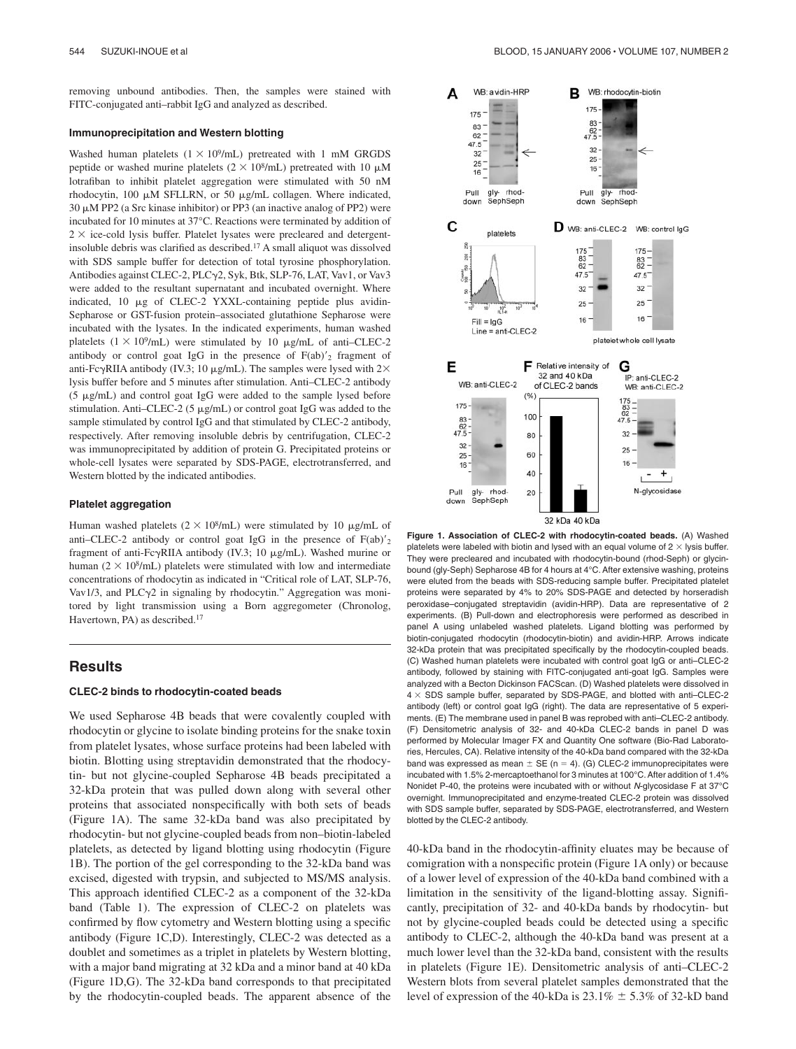removing unbound antibodies. Then, the samples were stained with FITC-conjugated anti–rabbit IgG and analyzed as described.

### Immunoprecipitation and Western blotting

Washed human platelets ($1 \times 10^9$/mL) pretreated with 1 mM GRGDS peptide or washed murine platelets ($2 \times 10^8$/mL) pretreated with 10 μM lotrafiban to inhibit platelet aggregation were stimulated with 50 nM rhodocytin, 100 μM SFLLRN, or 50 μg/mL collagen. Where indicated, 30 μM PP2 (a Src kinase inhibitor) or PP3 (an inactive analog of PP2) were incubated for 10 minutes at 37°C. Reactions were terminated by addition of $2 \times$ ice-cold lysis buffer. Platelet lysates were precleared and detergent-insoluble debris was clarified as described.[17] A small aliquot was dissolved with SDS sample buffer for detection of total tyrosine phosphorylation. Antibodies against CLEC-2, PLCγ2, Syk, Btk, SLP-76, LAT, Vav1, or Vav3 were added to the resultant supernatant and incubated overnight. Where indicated, 10 μg of CLEC-2 YXXL-containing peptide plus avidin-Sepharose or GST-fusion protein–associated glutathione Sepharose were incubated with the lysates. In the indicated experiments, human washed platelets ($1 \times 10^9$/mL) were stimulated by 10 μg/mL of anti–CLEC-2 antibody or control goat IgG in the presence of $F(ab)'_2$ fragment of anti-FcγRIIA antibody (IV.3; 10 μg/mL). The samples were lysed with 2× lysis buffer before and 5 minutes after stimulation. Anti–CLEC-2 antibody (5 μg/mL) and control goat IgG were added to the sample lysed before stimulation. Anti–CLEC-2 (5 μg/mL) or control goat IgG was added to the sample stimulated by control IgG and that stimulated by CLEC-2 antibody, respectively. After removing insoluble debris by centrifugation, CLEC-2 was immunoprecipitated by addition of protein G. Precipitated proteins or whole-cell lysates were separated by SDS-PAGE, electrotransferred, and Western blotted by the indicated antibodies.

### Platelet aggregation

Human washed platelets ($2 \times 10^8$/mL) were stimulated by 10 μg/mL of anti–CLEC-2 antibody or control goat IgG in the presence of $F(ab)'_2$ fragment of anti-FcγRIIA antibody (IV.3; 10 μg/mL). Washed murine or human ($2 \times 10^8$/mL) platelets were stimulated with low and intermediate concentrations of rhodocytin as indicated in "Critical role of LAT, SLP-76, Vav1/3, and PLCγ2 in signaling by rhodocytin." Aggregation was monitored by light transmission using a Born aggregometer (Chronolog, Havertown, PA) as described.[17]

## Results

### CLEC-2 binds to rhodocytin-coated beads

We used Sepharose 4B beads that were covalently coupled with rhodocytin or glycine to isolate binding proteins for the snake toxin from platelet lysates, whose surface proteins had been labeled with biotin. Blotting using streptavidin demonstrated that the rhodocytin- but not glycine-coupled Sepharose 4B beads precipitated a 32-kDa protein that was pulled down along with several other proteins that associated nonspecifically with both sets of beads (Figure 1A). The same 32-kDa band was also precipitated by rhodocytin- but not glycine-coupled beads from non–biotin-labeled platelets, as detected by ligand blotting using rhodocytin (Figure 1B). The portion of the gel corresponding to the 32-kDa band was excised, digested with trypsin, and subjected to MS/MS analysis. This approach identified CLEC-2 as a component of the 32-kDa band (Table 1). The expression of CLEC-2 on platelets was confirmed by flow cytometry and Western blotting using a specific antibody (Figure 1C,D). Interestingly, CLEC-2 was detected as a doublet and sometimes as a triplet in platelets by Western blotting, with a major band migrating at 32 kDa and a minor band at 40 kDa (Figure 1D,G). The 32-kDa band corresponds to that precipitated by the rhodocytin-coupled beads. The apparent absence of the 40-kDa band in the rhodocytin-affinity eluates may be because of comigration with a nonspecific protein (Figure 1A only) or because of a lower level of expression of the 40-kDa band combined with a limitation in the sensitivity of the ligand-blotting assay. Significantly, precipitation of 32- and 40-kDa bands by rhodocytin- but not by glycine-coupled beads could be detected using a specific antibody to CLEC-2, although the 40-kDa band was present at a much lower level than the 32-kDa band, consistent with the results in platelets (Figure 1E). Densitometric analysis of anti–CLEC-2 Western blots from several platelet samples demonstrated that the level of expression of the 40-kDa is 23.1% ± 5.3% of 32-kD band

**Figure 1. Association of CLEC-2 with rhodocytin-coated beads.** (A) Washed platelets were labeled with biotin and lysed with an equal volume of 2 × lysis buffer. They were precleared and incubated with rhodocytin-bound (rhod-Seph) or glycin-bound (gly-Seph) Sepharose 4B for 4 hours at 4°C. After extensive washing, proteins were eluted from the beads with SDS-reducing sample buffer. Precipitated platelet proteins were separated by 4% to 20% SDS-PAGE and detected by horseradish peroxidase–conjugated streptavidin (avidin-HRP). Data are representative of 2 experiments. (B) Pull-down and electrophoresis were performed as described in panel A using unlabeled washed platelets. Ligand blotting was performed by biotin-conjugated rhodocytin (rhodocytin-biotin) and avidin-HRP. Arrows indicate 32-kDa protein that was precipitated specifically by the rhodocytin-coupled beads. (C) Washed human platelets were incubated with control goat IgG or anti–CLEC-2 antibody, followed by staining with FITC-conjugated anti-goat IgG. Samples were analyzed with a Becton Dickinson FACScan. (D) Washed platelets were dissolved in 4 × SDS sample buffer, separated by SDS-PAGE, and blotted with anti–CLEC-2 antibody (left) or control goat IgG (right). The data are representative of 5 experiments. (E) The membrane used in panel B was reprobed with anti–CLEC-2 antibody. (F) Densitometric analysis of 32- and 40-kDa CLEC-2 bands in panel D was performed by Molecular Imager FX and Quantity One software (Bio-Rad Laboratories, Hercules, CA). Relative intensity of the 40-kDa band compared with the 32-kDa band was expressed as mean ± SE (n = 4). (G) CLEC-2 immunoprecipitates were incubated with 1.5% 2-mercaptoethanol for 3 minutes at 100°C. After addition of 1.4% Nonidet P-40, the proteins were incubated with or without *N*-glycosidase F at 37°C overnight. Immunoprecipitated and enzyme-treated CLEC-2 protein was dissolved with SDS sample buffer, separated by SDS-PAGE, electrotransferred, and Western blotted by the CLEC-2 antibody.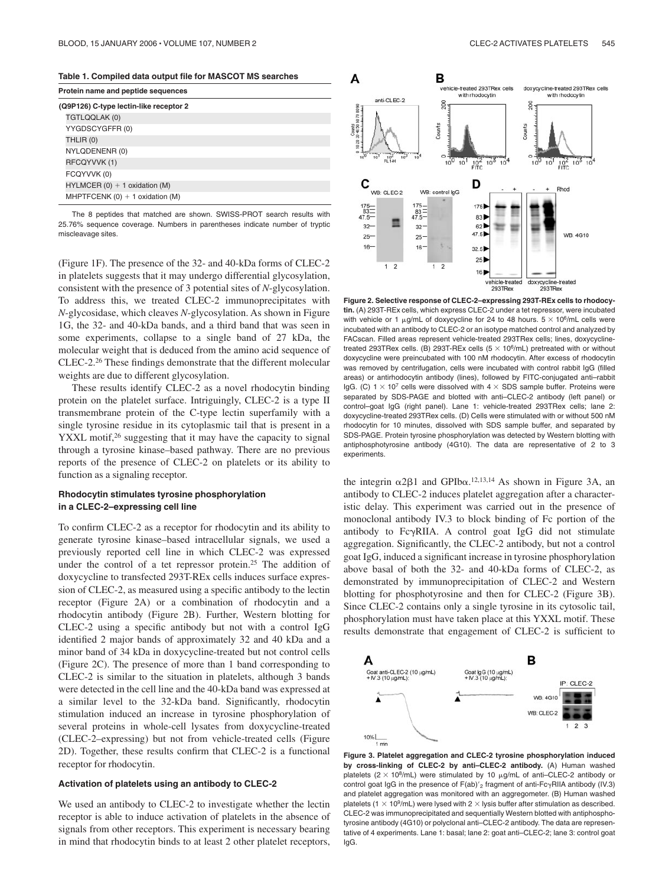**Table 1. Compiled data output file for MASCOT MS searches**

| Protein name and peptide sequences |
|---|
| (Q9P126) C-type lectin-like receptor 2 |
| TGTLQQLAK (0) |
| YYGDSCYGFFR (0) |
| THLIR (0) |
| NYLQDENENR (0) |
| RFCQYVVK (1) |
| FCQYVVK (0) |
| HYLMCER (0) + 1 oxidation (M) |
| MHPTFCENK (0) + 1 oxidation (M) |

The 8 peptides that matched are shown. SWISS-PROT search results with 25.76% sequence coverage. Numbers in parentheses indicate number of tryptic miscleavage sites.

(Figure 1F). The presence of the 32- and 40-kDa forms of CLEC-2 in platelets suggests that it may undergo differential glycosylation, consistent with the presence of 3 potential sites of *N*-glycosylation. To address this, we treated CLEC-2 immunoprecipitates with *N*-glycosidase, which cleaves *N*-glycosylation. As shown in Figure 1G, the 32- and 40-kDa bands, and a third band that was seen in some experiments, collapse to a single band of 27 kDa, the molecular weight that is deduced from the amino acid sequence of CLEC-2.[26] These findings demonstrate that the different molecular weights are due to different glycosylation.

These results identify CLEC-2 as a novel rhodocytin binding protein on the platelet surface. Intriguingly, CLEC-2 is a type II transmembrane protein of the C-type lectin superfamily with a single tyrosine residue in its cytoplasmic tail that is present in a YXXL motif,[26] suggesting that it may have the capacity to signal through a tyrosine kinase–based pathway. There are no previous reports of the presence of CLEC-2 on platelets or its ability to function as a signaling receptor.

### Rhodocytin stimulates tyrosine phosphorylation in a CLEC-2–expressing cell line

To confirm CLEC-2 as a receptor for rhodocytin and its ability to generate tyrosine kinase–based intracellular signals, we used a previously reported cell line in which CLEC-2 was expressed under the control of a tet repressor protein.[25] The addition of doxycycline to transfected 293T-REx cells induces surface expression of CLEC-2, as measured using a specific antibody to the lectin receptor (Figure 2A) or a combination of rhodocytin and a rhodocytin antibody (Figure 2B). Further, Western blotting for CLEC-2 using a specific antibody but not with a control IgG identified 2 major bands of approximately 32 and 40 kDa and a minor band of 34 kDa in doxycycline-treated but not control cells (Figure 2C). The presence of more than 1 band corresponding to CLEC-2 is similar to the situation in platelets, although 3 bands were detected in the cell line and the 40-kDa band was expressed at a similar level to the 32-kDa band. Significantly, rhodocytin stimulation induced an increase in tyrosine phosphorylation of several proteins in whole-cell lysates from doxycycline-treated (CLEC-2–expressing) but not from vehicle-treated cells (Figure 2D). Together, these results confirm that CLEC-2 is a functional receptor for rhodocytin.

### Activation of platelets using an antibody to CLEC-2

We used an antibody to CLEC-2 to investigate whether the lectin receptor is able to induce activation of platelets in the absence of signals from other receptors. This experiment is necessary bearing in mind that rhodocytin binds to at least 2 other platelet receptors, the integrin $\alpha 2\beta 1$ and GPIb$\alpha$.[12,13,14] As shown in Figure 3A, an antibody to CLEC-2 induces platelet aggregation after a characteristic delay. This experiment was carried out in the presence of monoclonal antibody IV.3 to block binding of Fc portion of the antibody to Fc$\gamma$RIIA. A control goat IgG did not stimulate aggregation. Significantly, the CLEC-2 antibody, but not a control goat IgG, induced a significant increase in tyrosine phosphorylation above basal of both the 32- and 40-kDa forms of CLEC-2, as demonstrated by immunoprecipitation of CLEC-2 and Western blotting for phosphotyrosine and then for CLEC-2 (Figure 3B). Since CLEC-2 contains only a single tyrosine in its cytosolic tail, phosphorylation must have taken place at this YXXL motif. These results demonstrate that engagement of CLEC-2 is sufficient to

**Figure 2. Selective response of CLEC-2–expressing 293T-REx cells to rhodocytin.** (A) 293T-REx cells, which express CLEC-2 under a tet repressor, were incubated with vehicle or 1 μg/mL of doxycycline for 24 to 48 hours. $5 \times 10^6$/mL cells were incubated with an antibody to CLEC-2 or an isotype matched control and analyzed by FACscan. Filled areas represent vehicle-treated 293TRex cells; lines, doxycycline-treated 293TRex cells. (B) 293T-REx cells ($5 \times 10^6$/mL) pretreated with or without doxycycline were preincubated with 100 nM rhodocytin. After excess of rhodocytin was removed by centrifugation, cells were incubated with control rabbit IgG (filled areas) or antirhodocytin antibody (lines), followed by FITC-conjugated anti–rabbit IgG. (C) $1 \times 10^7$ cells were dissolved with 4 × SDS sample buffer. Proteins were separated by SDS-PAGE and blotted with anti–CLEC-2 antibody (left panel) or control–goat IgG (right panel). Lane 1: vehicle-treated 293TRex cells; lane 2: doxycycline-treated 293TRex cells. (D) Cells were stimulated with or without 500 nM rhodocytin for 10 minutes, dissolved with SDS sample buffer, and separated by SDS-PAGE. Protein tyrosine phosphorylation was detected by Western blotting with antiphosphotyrosine antibody (4G10). The data are representative of 2 to 3 experiments.

**Figure 3. Platelet aggregation and CLEC-2 tyrosine phosphorylation induced by cross-linking of CLEC-2 by anti–CLEC-2 antibody.** (A) Human washed platelets ($2 \times 10^8$/mL) were stimulated by 10 μg/mL of anti–CLEC-2 antibody or control goat IgG in the presence of F(ab)′$_2$ fragment of anti-Fc$\gamma$RIIA antibody (IV.3) and platelet aggregation was monitored with an aggregometer. (B) Human washed platelets ($1 \times 10^9$/mL) were lysed with 2 × lysis buffer after stimulation as described. CLEC-2 was immunoprecipitated and sequentially Western blotted with antiphosphotyrosine antibody (4G10) or polyclonal anti–CLEC-2 antibody. The data are representative of 4 experiments. Lane 1: basal; lane 2: goat anti–CLEC-2; lane 3: control goat IgG.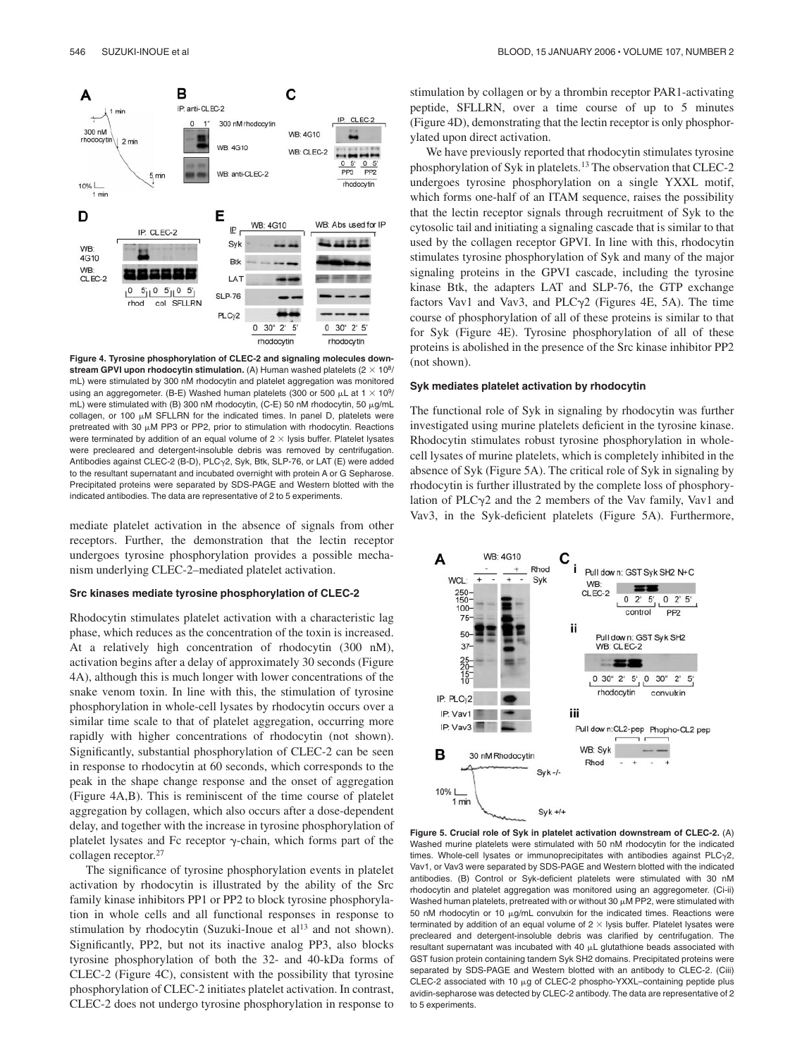**Figure 4. Tyrosine phosphorylation of CLEC-2 and signaling molecules downstream GPVI upon rhodocytin stimulation.** (A) Human washed platelets ($2 \times 10^8$/mL) were stimulated by 300 nM rhodocytin and platelet aggregation was monitored using an aggregometer. (B-E) Washed human platelets (300 or 500 μL at $1 \times 10^9$/mL) were stimulated with (B) 300 nM rhodocytin, (C-E) 50 nM rhodocytin, 50 μg/mL collagen, or 100 μM SFLLRN for the indicated times. In panel D, platelets were pretreated with 30 μM PP3 or PP2, prior to stimulation with rhodocytin. Reactions were terminated by addition of an equal volume of 2 × lysis buffer. Platelet lysates were precleared and detergent-insoluble debris was removed by centrifugation. Antibodies against CLEC-2 (B-D), PLCγ2, Syk, Btk, SLP-76, or LAT (E) were added to the resultant supernatant and incubated overnight with protein A or G Sepharose. Precipitated proteins were separated by SDS-PAGE and Western blotted with the indicated antibodies. The data are representative of 2 to 5 experiments.

mediate platelet activation in the absence of signals from other receptors. Further, the demonstration that the lectin receptor undergoes tyrosine phosphorylation provides a possible mechanism underlying CLEC-2–mediated platelet activation.

### Src kinases mediate tyrosine phosphorylation of CLEC-2

Rhodocytin stimulates platelet activation with a characteristic lag phase, which reduces as the concentration of the toxin is increased. At a relatively high concentration of rhodocytin (300 nM), activation begins after a delay of approximately 30 seconds (Figure 4A), although this is much longer with lower concentrations of the snake venom toxin. In line with this, the stimulation of tyrosine phosphorylation in whole-cell lysates by rhodocytin occurs over a similar time scale to that of platelet aggregation, occurring more rapidly with higher concentrations of rhodocytin (not shown). Significantly, substantial phosphorylation of CLEC-2 can be seen in response to rhodocytin at 60 seconds, which corresponds to the peak in the shape change response and the onset of aggregation (Figure 4A,B). This is reminiscent of the time course of platelet aggregation by collagen, which also occurs after a dose-dependent delay, and together with the increase in tyrosine phosphorylation of platelet lysates and Fc receptor γ-chain, which forms part of the collagen receptor.[27]

The significance of tyrosine phosphorylation events in platelet activation by rhodocytin is illustrated by the ability of the Src family kinase inhibitors PP1 or PP2 to block tyrosine phosphorylation in whole cells and all functional responses in response to stimulation by rhodocytin (Suzuki-Inoue et al[13] and not shown). Significantly, PP2, but not its inactive analog PP3, also blocks tyrosine phosphorylation of both the 32- and 40-kDa forms of CLEC-2 (Figure 4C), consistent with the possibility that tyrosine phosphorylation of CLEC-2 initiates platelet activation. In contrast, CLEC-2 does not undergo tyrosine phosphorylation in response to stimulation by collagen or by a thrombin receptor PAR1-activating peptide, SFLLRN, over a time course of up to 5 minutes (Figure 4D), demonstrating that the lectin receptor is only phosphorylated upon direct activation.

We have previously reported that rhodocytin stimulates tyrosine phosphorylation of Syk in platelets.[13] The observation that CLEC-2 undergoes tyrosine phosphorylation on a single YXXL motif, which forms one-half of an ITAM sequence, raises the possibility that the lectin receptor signals through recruitment of Syk to the cytosolic tail and initiating a signaling cascade that is similar to that used by the collagen receptor GPVI. In line with this, rhodocytin stimulates tyrosine phosphorylation of Syk and many of the major signaling proteins in the GPVI cascade, including the tyrosine kinase Btk, the adapters LAT and SLP-76, the GTP exchange factors Vav1 and Vav3, and PLCγ2 (Figures 4E, 5A). The time course of phosphorylation of all of these proteins is similar to that for Syk (Figure 4E). Tyrosine phosphorylation of all of these proteins is abolished in the presence of the Src kinase inhibitor PP2 (not shown).

### Syk mediates platelet activation by rhodocytin

The functional role of Syk in signaling by rhodocytin was further investigated using murine platelets deficient in the tyrosine kinase. Rhodocytin stimulates robust tyrosine phosphorylation in whole-cell lysates of murine platelets, which is completely inhibited in the absence of Syk (Figure 5A). The critical role of Syk in signaling by rhodocytin is further illustrated by the complete loss of phosphorylation of PLCγ2 and the 2 members of the Vav family, Vav1 and Vav3, in the Syk-deficient platelets (Figure 5A). Furthermore,

**Figure 5. Crucial role of Syk in platelet activation downstream of CLEC-2.** (A) Washed murine platelets were stimulated with 50 nM rhodocytin for the indicated times. Whole-cell lysates or immunoprecipitates with antibodies against PLCγ2, Vav1, or Vav3 were separated by SDS-PAGE and Western blotted with the indicated antibodies. (B) Control or Syk-deficient platelets were stimulated with 30 nM rhodocytin and platelet aggregation was monitored using an aggregometer. (Ci-ii) Washed human platelets, pretreated with or without 30 μM PP2, were stimulated with 50 nM rhodocytin or 10 μg/mL convulxin for the indicated times. Reactions were terminated by addition of an equal volume of 2 × lysis buffer. Platelet lysates were precleared and detergent-insoluble debris was clarified by centrifugation. The resultant supernatant was incubated with 40 μL glutathione beads associated with GST fusion protein containing tandem Syk SH2 domains. Precipitated proteins were separated by SDS-PAGE and Western blotted with an antibody to CLEC-2. (Ciii) CLEC-2 associated with 10 μg of CLEC-2 phospho-YXXL–containing peptide plus avidin-sepharose was detected by CLEC-2 antibody. The data are representative of 2 to 5 experiments.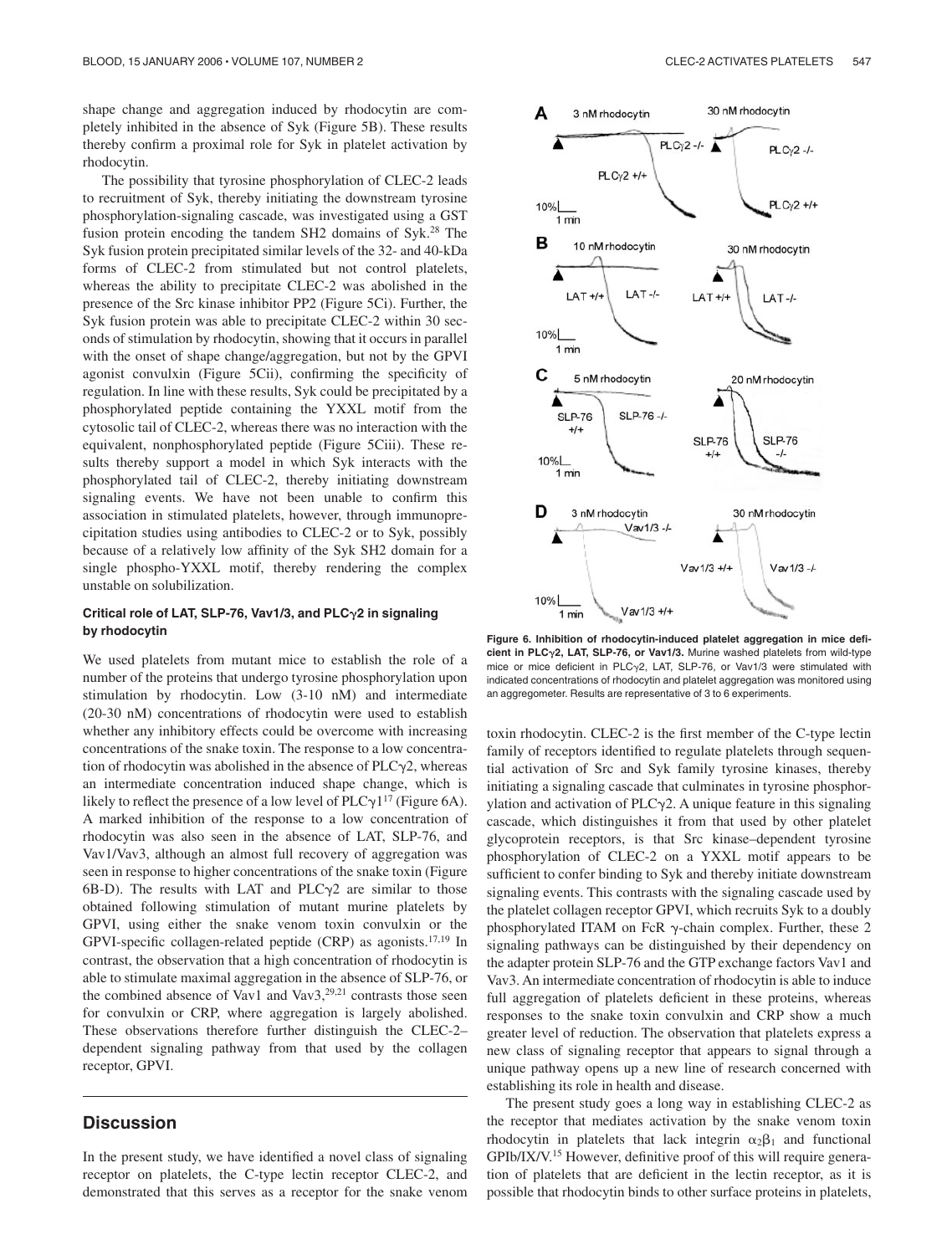shape change and aggregation induced by rhodocytin are completely inhibited in the absence of Syk (Figure 5B). These results thereby confirm a proximal role for Syk in platelet activation by rhodocytin.

The possibility that tyrosine phosphorylation of CLEC-2 leads to recruitment of Syk, thereby initiating the downstream tyrosine phosphorylation-signaling cascade, was investigated using a GST fusion protein encoding the tandem SH2 domains of Syk.[28] The Syk fusion protein precipitated similar levels of the 32- and 40-kDa forms of CLEC-2 from stimulated but not control platelets, whereas the ability to precipitate CLEC-2 was abolished in the presence of the Src kinase inhibitor PP2 (Figure 5Ci). Further, the Syk fusion protein was able to precipitate CLEC-2 within 30 seconds of stimulation by rhodocytin, showing that it occurs in parallel with the onset of shape change/aggregation, but not by the GPVI agonist convulxin (Figure 5Cii), confirming the specificity of regulation. In line with these results, Syk could be precipitated by a phosphorylated peptide containing the YXXL motif from the cytosolic tail of CLEC-2, whereas there was no interaction with the equivalent, nonphosphorylated peptide (Figure 5Ciii). These results thereby support a model in which Syk interacts with the phosphorylated tail of CLEC-2, thereby initiating downstream signaling events. We have not been unable to confirm this association in stimulated platelets, however, through immunoprecipitation studies using antibodies to CLEC-2 or to Syk, possibly because of a relatively low affinity of the Syk SH2 domain for a single phospho-YXXL motif, thereby rendering the complex unstable on solubilization.

#### Critical role of LAT, SLP-76, Vav1/3, and PLCγ2 in signaling by rhodocytin

We used platelets from mutant mice to establish the role of a number of the proteins that undergo tyrosine phosphorylation upon stimulation by rhodocytin. Low (3-10 nM) and intermediate (20-30 nM) concentrations of rhodocytin were used to establish whether any inhibitory effects could be overcome with increasing concentrations of the snake toxin. The response to a low concentration of rhodocytin was abolished in the absence of PLCγ2, whereas an intermediate concentration induced shape change, which is likely to reflect the presence of a low level of PLCγ1[17] (Figure 6A). A marked inhibition of the response to a low concentration of rhodocytin was also seen in the absence of LAT, SLP-76, and Vav1/Vav3, although an almost full recovery of aggregation was seen in response to higher concentrations of the snake toxin (Figure 6B-D). The results with LAT and PLCγ2 are similar to those obtained following stimulation of mutant murine platelets by GPVI, using either the snake venom toxin convulxin or the GPVI-specific collagen-related peptide (CRP) as agonists.[17,19] In contrast, the observation that a high concentration of rhodocytin is able to stimulate maximal aggregation in the absence of SLP-76, or the combined absence of Vav1 and Vav3,[29,21] contrasts those seen for convulxin or CRP, where aggregation is largely abolished. These observations therefore further distinguish the CLEC-2–dependent signaling pathway from that used by the collagen receptor, GPVI.

**Figure 6. Inhibition of rhodocytin-induced platelet aggregation in mice deficient in PLCγ2, LAT, SLP-76, or Vav1/3.** Murine washed platelets from wild-type mice or mice deficient in PLCγ2, LAT, SLP-76, or Vav1/3 were stimulated with indicated concentrations of rhodocytin and platelet aggregation was monitored using an aggregometer. Results are representative of 3 to 6 experiments.

## Discussion

In the present study, we have identified a novel class of signaling receptor on platelets, the C-type lectin receptor CLEC-2, and demonstrated that this serves as a receptor for the snake venom toxin rhodocytin. CLEC-2 is the first member of the C-type lectin family of receptors identified to regulate platelets through sequential activation of Src and Syk family tyrosine kinases, thereby initiating a signaling cascade that culminates in tyrosine phosphorylation and activation of PLCγ2. A unique feature in this signaling cascade, which distinguishes it from that used by other platelet glycoprotein receptors, is that Src kinase–dependent tyrosine phosphorylation of CLEC-2 on a YXXL motif appears to be sufficient to confer binding to Syk and thereby initiate downstream signaling events. This contrasts with the signaling cascade used by the platelet collagen receptor GPVI, which recruits Syk to a doubly phosphorylated ITAM on FcR γ-chain complex. Further, these 2 signaling pathways can be distinguished by their dependency on the adapter protein SLP-76 and the GTP exchange factors Vav1 and Vav3. An intermediate concentration of rhodocytin is able to induce full aggregation of platelets deficient in these proteins, whereas responses to the snake toxin convulxin and CRP show a much greater level of reduction. The observation that platelets express a new class of signaling receptor that appears to signal through a unique pathway opens up a new line of research concerned with establishing its role in health and disease.

The present study goes a long way in establishing CLEC-2 as the receptor that mediates activation by the snake venom toxin rhodocytin in platelets that lack integrin $\alpha_2\beta_1$ and functional GPIb/IX/V.[15] However, definitive proof of this will require generation of platelets that are deficient in the lectin receptor, as it is possible that rhodocytin binds to other surface proteins in platelets,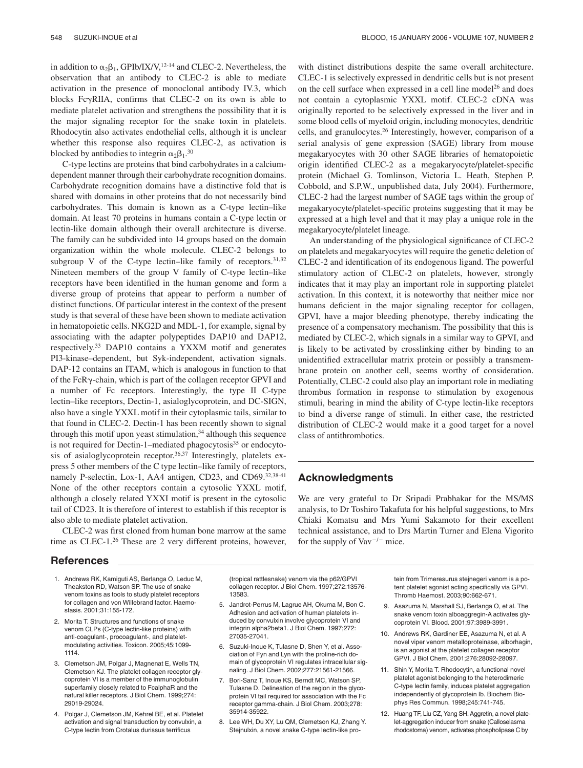in addition to $\alpha_2\beta_1$, GPIb/IX/V,[12-14] and CLEC-2. Nevertheless, the observation that an antibody to CLEC-2 is able to mediate activation in the presence of monoclonal antibody IV.3, which blocks FcγRIIA, confirms that CLEC-2 on its own is able to mediate platelet activation and strengthens the possibility that it is the major signaling receptor for the snake toxin in platelets. Rhodocytin also activates endothelial cells, although it is unclear whether this response also requires CLEC-2, as activation is blocked by antibodies to integrin $\alpha_2\beta_1$.[30]

C-type lectins are proteins that bind carbohydrates in a calcium-dependent manner through their carbohydrate recognition domains. Carbohydrate recognition domains have a distinctive fold that is shared with domains in other proteins that do not necessarily bind carbohydrates. This domain is known as a C-type lectin–like domain. At least 70 proteins in humans contain a C-type lectin or lectin-like domain although their overall architecture is diverse. The family can be subdivided into 14 groups based on the domain organization within the whole molecule. CLEC-2 belongs to subgroup V of the C-type lectin–like family of receptors.[31,32] Nineteen members of the group V family of C-type lectin–like receptors have been identified in the human genome and form a diverse group of proteins that appear to perform a number of distinct functions. Of particular interest in the context of the present study is that several of these have been shown to mediate activation in hematopoietic cells. NKG2D and MDL-1, for example, signal by associating with the adapter polypeptides DAP10 and DAP12, respectively.[33] DAP10 contains a YXXM motif and generates PI3-kinase–dependent, but Syk-independent, activation signals. DAP-12 contains an ITAM, which is analogous in function to that of the FcRγ-chain, which is part of the collagen receptor GPVI and a number of Fc receptors. Interestingly, the type II C-type lectin–like receptors, Dectin-1, asialoglycoprotein, and DC-SIGN, also have a single YXXL motif in their cytoplasmic tails, similar to that found in CLEC-2. Dectin-1 has been recently shown to signal through this motif upon yeast stimulation,[34] although this sequence is not required for Dectin-1–mediated phagocytosis[35] or endocytosis of asialoglycoprotein receptor.[36,37] Interestingly, platelets express 5 other members of the C type lectin–like family of receptors, namely P-selectin, Lox-1, AA4 antigen, CD23, and CD69.[32,38-41] None of the other receptors contain a cytosolic YXXL motif, although a closely related YXXI motif is present in the cytosolic tail of CD23. It is therefore of interest to establish if this receptor is also able to mediate platelet activation.

CLEC-2 was first cloned from human bone marrow at the same time as CLEC-1.[26] These are 2 very different proteins, however, with distinct distributions despite the same overall architecture. CLEC-1 is selectively expressed in dendritic cells but is not present on the cell surface when expressed in a cell line model[26] and does not contain a cytoplasmic YXXL motif. CLEC-2 cDNA was originally reported to be selectively expressed in the liver and in some blood cells of myeloid origin, including monocytes, dendritic cells, and granulocytes.[26] Interestingly, however, comparison of a serial analysis of gene expression (SAGE) library from mouse megakaryocytes with 30 other SAGE libraries of hematopoietic origin identified CLEC-2 as a megakaryocyte/platelet-specific protein (Michael G. Tomlinson, Victoria L. Heath, Stephen P. Cobbold, and S.P.W., unpublished data, July 2004). Furthermore, CLEC-2 had the largest number of SAGE tags within the group of megakaryocyte/platelet-specific proteins suggesting that it may be expressed at a high level and that it may play a unique role in the megakaryocyte/platelet lineage.

An understanding of the physiological significance of CLEC-2 on platelets and megakaryocytes will require the genetic deletion of CLEC-2 and identification of its endogenous ligand. The powerful stimulatory action of CLEC-2 on platelets, however, strongly indicates that it may play an important role in supporting platelet activation. In this context, it is noteworthy that neither mice nor humans deficient in the major signaling receptor for collagen, GPVI, have a major bleeding phenotype, thereby indicating the presence of a compensatory mechanism. The possibility that this is mediated by CLEC-2, which signals in a similar way to GPVI, and is likely to be activated by crosslinking either by binding to an unidentified extracellular matrix protein or possibly a transmembrane protein on another cell, seems worthy of consideration. Potentially, CLEC-2 could also play an important role in mediating thrombus formation in response to stimulation by exogenous stimuli, bearing in mind the ability of C-type lectin-like receptors to bind a diverse range of stimuli. In either case, the restricted distribution of CLEC-2 would make it a good target for a novel class of antithrombotics.

## Acknowledgments

We are very grateful to Dr Sripadi Prabhakar for the MS/MS analysis, to Dr Toshiro Takafuta for his helpful suggestions, to Mrs Chiaki Komatsu and Mrs Yumi Sakamoto for their excellent technical assistance, and to Drs Martin Turner and Elena Vigorito for the supply of Vav$^{-/-}$ mice.

## References

1. Andrews RK, Kamiguti AS, Berlanga O, Leduc M, Theakston RD, Watson SP. The use of snake venom toxins as tools to study platelet receptors for collagen and von Willebrand factor. Haemostasis. 2001;31:155-172.
2. Morita T. Structures and functions of snake venom CLPs (C-type lectin-like proteins) with anti-coagulant-, procoagulant-, and platelet-modulating activities. Toxicon. 2005;45:1099-1114.
3. Clemetson JM, Polgar J, Magnenat E, Wells TN, Clemetson KJ. The platelet collagen receptor glycoprotein VI is a member of the immunoglobulin superfamily closely related to FcalphaR and the natural killer receptors. J Biol Chem. 1999;274:29019-29024.
4. Polgar J, Clemetson JM, Kehrel BE, et al. Platelet activation and signal transduction by convulxin, a C-type lectin from Crotalus durissus terrificus (tropical rattlesnake) venom via the p62/GPVI collagen receptor. J Biol Chem. 1997;272:13576-13583.
5. Jandrot-Perrus M, Lagrue AH, Okuma M, Bon C. Adhesion and activation of human platelets induced by convulxin involve glycoprotein VI and integrin alpha2beta1. J Biol Chem. 1997;272:27035-27041.
6. Suzuki-Inoue K, Tulasne D, Shen Y, et al. Association of Fyn and Lyn with the proline-rich domain of glycoprotein VI regulates intracellular signaling. J Biol Chem. 2002;277:21561-21566.
7. Bori-Sanz T, Inoue KS, Berndt MC, Watson SP, Tulasne D. Delineation of the region in the glycoprotein VI tail required for association with the Fc receptor gamma-chain. J Biol Chem. 2003;278:35914-35922.
8. Lee WH, Du XY, Lu QM, Clemetson KJ, Zhang Y. Stejnulxin, a novel snake C-type lectin-like protein from Trimeresurus stejnegeri venom is a potent platelet agonist acting specifically via GPVI. Thromb Haemost. 2003;90:662-671.
9. Asazuma N, Marshall SJ, Berlanga O, et al. The snake venom toxin alboaggregin-A activates glycoprotein VI. Blood. 2001;97:3989-3991.
10. Andrews RK, Gardiner EE, Asazuma N, et al. A novel viper venom metalloproteinase, alborhagin, is an agonist at the platelet collagen receptor GPVI. J Biol Chem. 2001;276:28092-28097.
11. Shin Y, Morita T. Rhodocytin, a functional novel platelet agonist belonging to the heterodimeric C-type lectin family, induces platelet aggregation independently of glycoprotein Ib. Biochem Biophys Res Commun. 1998;245:741-745.
12. Huang TF, Liu CZ, Yang SH. Aggretin, a novel platelet-aggregation inducer from snake (Calloselasma rhodostoma) venom, activates phospholipase C by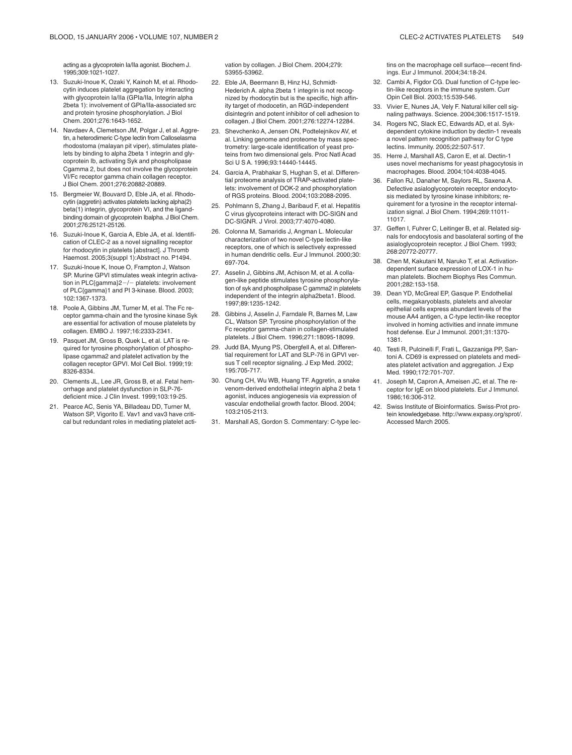acting as a glycoprotein Ia/IIa agonist. Biochem J. 1995;309:1021-1027.

13. Suzuki-Inoue K, Ozaki Y, Kainoh M, et al. Rhodocytin induces platelet aggregation by interacting with glycoprotein Ia/IIa (GPIa/IIa, Integrin alpha 2beta 1): involvement of GPIa/IIa-associated src and protein tyrosine phosphorylation. J Biol Chem. 2001;276:1643-1652.
14. Navdaev A, Clemetson JM, Polgar J, et al. Aggretin, a heterodimeric C-type lectin from Calloselasma rhodostoma (malayan pit viper), stimulates platelets by binding to alpha 2beta 1 integrin and glycoprotein Ib, activating Syk and phospholipase Cgamma 2, but does not involve the glycoprotein VI/Fc receptor gamma chain collagen receptor. J Biol Chem. 2001;276:20882-20889.
15. Bergmeier W, Bouvard D, Eble JA, et al. Rhodocytin (aggretin) activates platelets lacking alpha(2) beta(1) integrin, glycoprotein VI, and the ligand-binding domain of glycoprotein Ibalpha. J Biol Chem. 2001;276:25121-25126.
16. Suzuki-Inoue K, Garcia A, Eble JA, et al. Identification of CLEC-2 as a novel signalling receptor for rhodocytin in platelets [abstract]. J Thromb Haemost. 2005;3(suppl 1):Abstract no. P1494.
17. Suzuki-Inoue K, Inoue O, Frampton J, Watson SP. Murine GPVI stimulates weak integrin activation in PLC{gamma}2−/− platelets: involvement of PLC{gamma}1 and PI 3-kinase. Blood. 2003; 102:1367-1373.
18. Poole A, Gibbins JM, Turner M, et al. The Fc receptor gamma-chain and the tyrosine kinase Syk are essential for activation of mouse platelets by collagen. EMBO J. 1997;16:2333-2341.
19. Pasquet JM, Gross B, Quek L, et al. LAT is required for tyrosine phosphorylation of phospholipase cgamma2 and platelet activation by the collagen receptor GPVI. Mol Cell Biol. 1999;19: 8326-8334.
20. Clements JL, Lee JR, Gross B, et al. Fetal hemorrhage and platelet dysfunction in SLP-76-deficient mice. J Clin Invest. 1999;103:19-25.
21. Pearce AC, Senis YA, Billadeau DD, Turner M, Watson SP, Vigorito E. Vav1 and vav3 have critical but redundant roles in mediating platelet activation by collagen. J Biol Chem. 2004;279: 53955-53962.
22. Eble JA, Beermann B, Hinz HJ, Schmidt-Hederich A. alpha 2beta 1 integrin is not recognized by rhodocytin but is the specific, high affinity target of rhodocetin, an RGD-independent disintegrin and potent inhibitor of cell adhesion to collagen. J Biol Chem. 2001;276:12274-12284.
23. Shevchenko A, Jensen ON, Podtelejnikov AV, et al. Linking genome and proteome by mass spectrometry: large-scale identification of yeast proteins from two dimensional gels. Proc Natl Acad Sci U S A. 1996;93:14440-14445.
24. Garcia A, Prabhakar S, Hughan S, et al. Differential proteome analysis of TRAP-activated platelets: involvement of DOK-2 and phosphorylation of RGS proteins. Blood. 2004;103:2088-2095.
25. Pohlmann S, Zhang J, Baribaud F, et al. Hepatitis C virus glycoproteins interact with DC-SIGN and DC-SIGNR. J Virol. 2003;77:4070-4080.
26. Colonna M, Samaridis J, Angman L. Molecular characterization of two novel C-type lectin-like receptors, one of which is selectively expressed in human dendritic cells. Eur J Immunol. 2000;30: 697-704.
27. Asselin J, Gibbins JM, Achison M, et al. A collagen-like peptide stimulates tyrosine phosphorylation of syk and phospholipase C gamma2 in platelets independent of the integrin alpha2beta1. Blood. 1997;89:1235-1242.
28. Gibbins J, Asselin J, Farndale R, Barnes M, Law CL, Watson SP. Tyrosine phosphorylation of the Fc receptor gamma-chain in collagen-stimulated platelets. J Biol Chem. 1996;271:18095-18099.
29. Judd BA, Myung PS, Obergfell A, et al. Differential requirement for LAT and SLP-76 in GPVI versus T cell receptor signaling. J Exp Med. 2002; 195:705-717.
30. Chung CH, Wu WB, Huang TF. Aggretin, a snake venom-derived endothelial integrin alpha 2 beta 1 agonist, induces angiogenesis via expression of vascular endothelial growth factor. Blood. 2004; 103:2105-2113.
31. Marshall AS, Gordon S. Commentary: C-type lectins on the macrophage cell surface—recent findings. Eur J Immunol. 2004;34:18-24.
32. Cambi A, Figdor CG. Dual function of C-type lectin-like receptors in the immune system. Curr Opin Cell Biol. 2003;15:539-546.
33. Vivier E, Nunes JA, Vely F. Natural killer cell signaling pathways. Science. 2004;306:1517-1519.
34. Rogers NC, Slack EC, Edwards AD, et al. Syk-dependent cytokine induction by dectin-1 reveals a novel pattern recognition pathway for C type lectins. Immunity. 2005;22:507-517.
35. Herre J, Marshall AS, Caron E, et al. Dectin-1 uses novel mechanisms for yeast phagocytosis in macrophages. Blood. 2004;104:4038-4045.
36. Fallon RJ, Danaher M, Saylors RL, Saxena A. Defective asialoglycoprotein receptor endocytosis mediated by tyrosine kinase inhibitors; requirement for a tyrosine in the receptor internalization signal. J Biol Chem. 1994;269:11011-11017.
37. Geffen I, Fuhrer C, Leitinger B, et al. Related signals for endocytosis and basolateral sorting of the asialoglycoprotein receptor. J Biol Chem. 1993; 268:20772-20777.
38. Chen M, Kakutani M, Naruko T, et al. Activation-dependent surface expression of LOX-1 in human platelets. Biochem Biophys Res Commun. 2001;282:153-158.
39. Dean YD, McGreal EP, Gasque P. Endothelial cells, megakaryoblasts, platelets and alveolar epithelial cells express abundant levels of the mouse AA4 antigen, a C-type lectin-like receptor involved in homing activities and innate immune host defense. Eur J Immunol. 2001;31:1370-1381.
40. Testi R, Pulcinelli F, Frati L, Gazzaniga PP, Santoni A. CD69 is expressed on platelets and mediates platelet activation and aggregation. J Exp Med. 1990;172:701-707.
41. Joseph M, Capron A, Ameisen JC, et al. The receptor for IgE on blood platelets. Eur J Immunol. 1986;16:306-312.
42. Swiss Institute of Bioinformatics. Swiss-Prot protein knowledgebase. http://www.expasy.org/sprot/. Accessed March 2005.